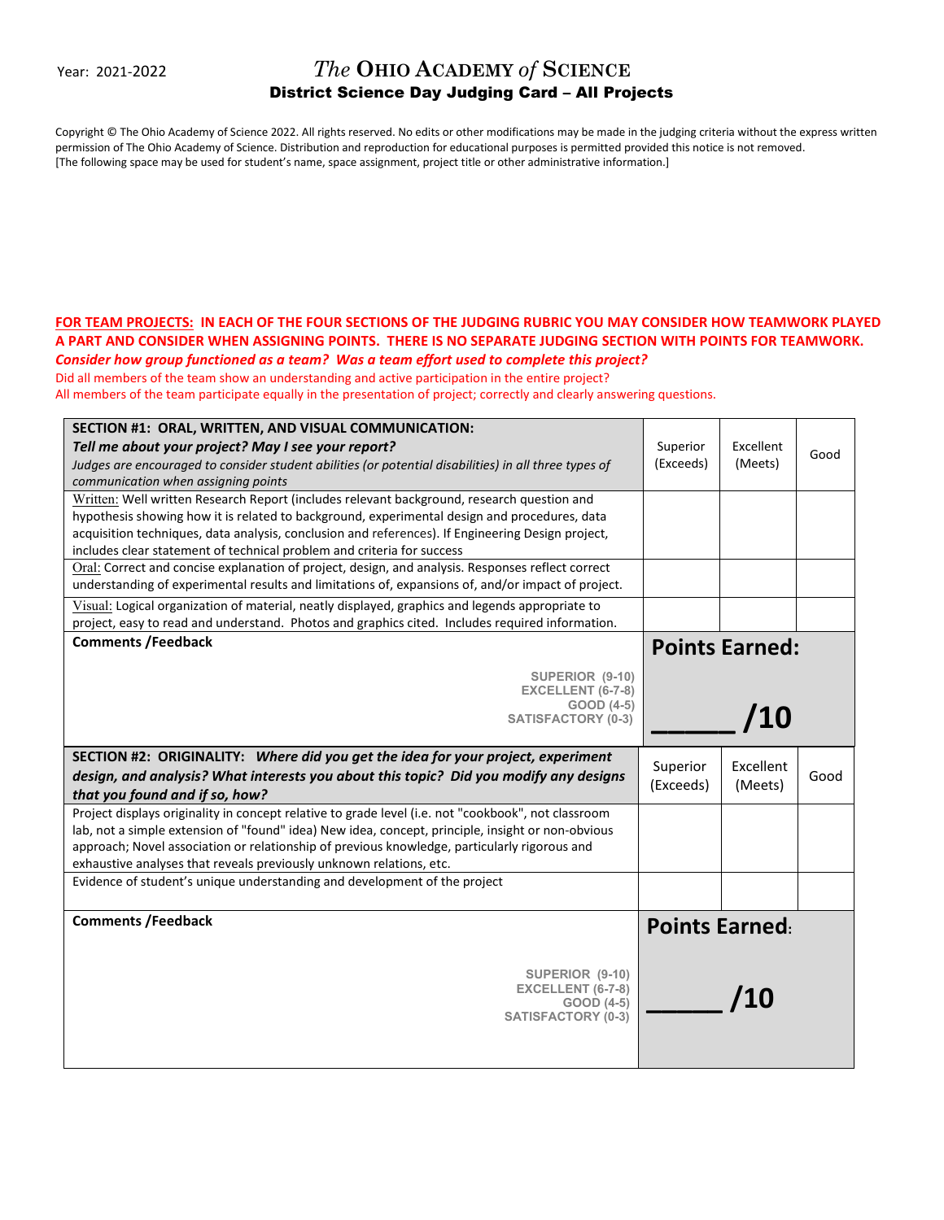Year: 2021-2022

# *The* OHIO ACADEMY *of* SCIENCE

## District Science Day Judging Card – All Projects

Copyright © The Ohio Academy of Science 2022. All rights reserved. No edits or other modifications may be made in the judging criteria without the express written permission of The Ohio Academy of Science. Distribution and reproduction for educational purposes is permitted provided this notice is not removed.
[The following space may be used for student's name, space assignment, project title or other administrative information.]

**FOR TEAM PROJECTS: IN EACH OF THE FOUR SECTIONS OF THE JUDGING RUBRIC YOU MAY CONSIDER HOW TEAMWORK PLAYED A PART AND CONSIDER WHEN ASSIGNING POINTS. THERE IS NO SEPARATE JUDGING SECTION WITH POINTS FOR TEAMWORK.**
***Consider how group functioned as a team? Was a team effort used to complete this project?***
Did all members of the team show an understanding and active participation in the entire project?
All members of the team participate equally in the presentation of project; correctly and clearly answering questions.

| **SECTION #1: ORAL, WRITTEN, AND VISUAL COMMUNICATION:** ***Tell me about your project? May I see your report?*** *Judges are encouraged to consider student abilities (or potential disabilities) in all three types of communication when assigning points* | Superior (Exceeds) | Excellent (Meets) | Good |
|---|---|---|---|
| Written: Well written Research Report (includes relevant background, research question and hypothesis showing how it is related to background, experimental design and procedures, data acquisition techniques, data analysis, conclusion and references). If Engineering Design project, includes clear statement of technical problem and criteria for success | | | |
| Oral: Correct and concise explanation of project, design, and analysis. Responses reflect correct understanding of experimental results and limitations of, expansions of, and/or impact of project. | | | |
| Visual: Logical organization of material, neatly displayed, graphics and legends appropriate to project, easy to read and understand. Photos and graphics cited. Includes required information. | | | |
| **Comments /Feedback**<br><br>SUPERIOR (9-10)<br>EXCELLENT (6-7-8)<br>GOOD (4-5)<br>SATISFACTORY (0-3) | **Points Earned:**<br><br>_____ /10 | | |

| **SECTION #2: ORIGINALITY:** ***Where did you get the idea for your project, experiment design, and analysis? What interests you about this topic? Did you modify any designs that you found and if so, how?*** | Superior (Exceeds) | Excellent (Meets) | Good |
|---|---|---|---|
| Project displays originality in concept relative to grade level (i.e. not "cookbook", not classroom lab, not a simple extension of "found" idea) New idea, concept, principle, insight or non-obvious approach; Novel association or relationship of previous knowledge, particularly rigorous and exhaustive analyses that reveals previously unknown relations, etc. | | | |
| Evidence of student's unique understanding and development of the project | | | |
| **Comments /Feedback**<br><br>SUPERIOR (9-10)<br>EXCELLENT (6-7-8)<br>GOOD (4-5)<br>SATISFACTORY (0-3) | **Points Earned:**<br><br>_____ /10 | | |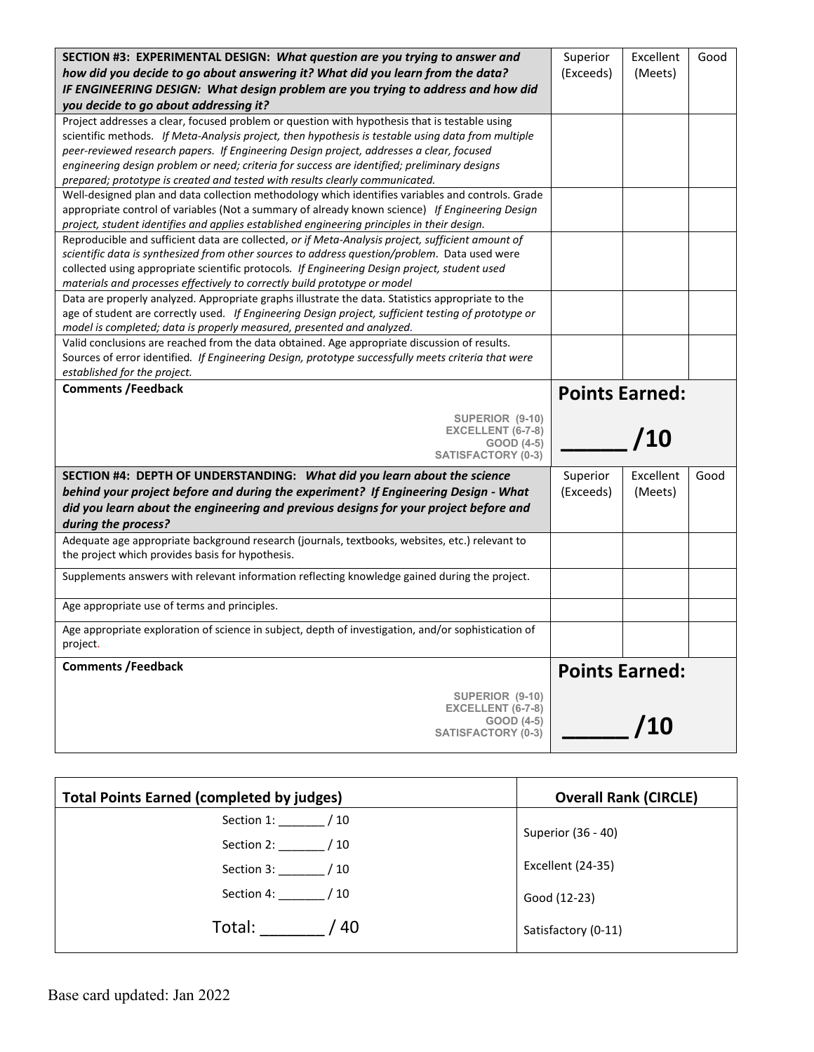| **SECTION #3: EXPERIMENTAL DESIGN:** ***What question are you trying to answer and how did you decide to go about answering it? What did you learn from the data? IF ENGINEERING DESIGN: What design problem are you trying to address and how did you decide to go about addressing it?*** | Superior (Exceeds) | Excellent (Meets) | Good |
|---|---|---|---|
| Project addresses a clear, focused problem or question with hypothesis that is testable using scientific methods. *If Meta-Analysis project, then hypothesis is testable using data from multiple peer-reviewed research papers. If Engineering Design project, addresses a clear, focused engineering design problem or need; criteria for success are identified; preliminary designs prepared; prototype is created and tested with results clearly communicated.* | | | |
| Well-designed plan and data collection methodology which identifies variables and controls. Grade appropriate control of variables (Not a summary of already known science) *If Engineering Design project, student identifies and applies established engineering principles in their design.* | | | |
| Reproducible and sufficient data are collected, *or if Meta-Analysis project, sufficient amount of scientific data is synthesized from other sources to address question/problem.* Data used were collected using appropriate scientific protocols. *If Engineering Design project, student used materials and processes effectively to correctly build prototype or model* | | | |
| Data are properly analyzed. Appropriate graphs illustrate the data. Statistics appropriate to the age of student are correctly used. *If Engineering Design project, sufficient testing of prototype or model is completed; data is properly measured, presented and analyzed.* | | | |
| Valid conclusions are reached from the data obtained. Age appropriate discussion of results. Sources of error identified. *If Engineering Design, prototype successfully meets criteria that were established for the project.* | | | |
| **Comments /Feedback**<br>SUPERIOR (9-10)<br>EXCELLENT (6-7-8)<br>GOOD (4-5)<br>SATISFACTORY (0-3) | **Points Earned:**<br>**\_\_\_\_\_ /10** | | |

| **SECTION #4: DEPTH OF UNDERSTANDING:** ***What did you learn about the science behind your project before and during the experiment? If Engineering Design - What did you learn about the engineering and previous designs for your project before and during the process?*** | Superior (Exceeds) | Excellent (Meets) | Good |
|---|---|---|---|
| Adequate age appropriate background research (journals, textbooks, websites, etc.) relevant to the project which provides basis for hypothesis. | | | |
| Supplements answers with relevant information reflecting knowledge gained during the project. | | | |
| Age appropriate use of terms and principles. | | | |
| Age appropriate exploration of science in subject, depth of investigation, and/or sophistication of project. | | | |
| **Comments /Feedback**<br>SUPERIOR (9-10)<br>EXCELLENT (6-7-8)<br>GOOD (4-5)<br>SATISFACTORY (0-3) | **Points Earned:**<br>**\_\_\_\_\_ /10** | | |

| **Total Points Earned (completed by judges)** | **Overall Rank (CIRCLE)** |
|---|---|
| Section 1: \_\_\_\_\_\_\_ / 10<br>Section 2: \_\_\_\_\_\_\_ / 10 | Superior (36 - 40) |
| Section 3: \_\_\_\_\_\_\_ / 10 | Excellent (24-35) |
| Section 4: \_\_\_\_\_\_\_ / 10 | Good (12-23) |
| Total: \_\_\_\_\_\_\_ / 40 | Satisfactory (0-11) |

Base card updated: Jan 2022